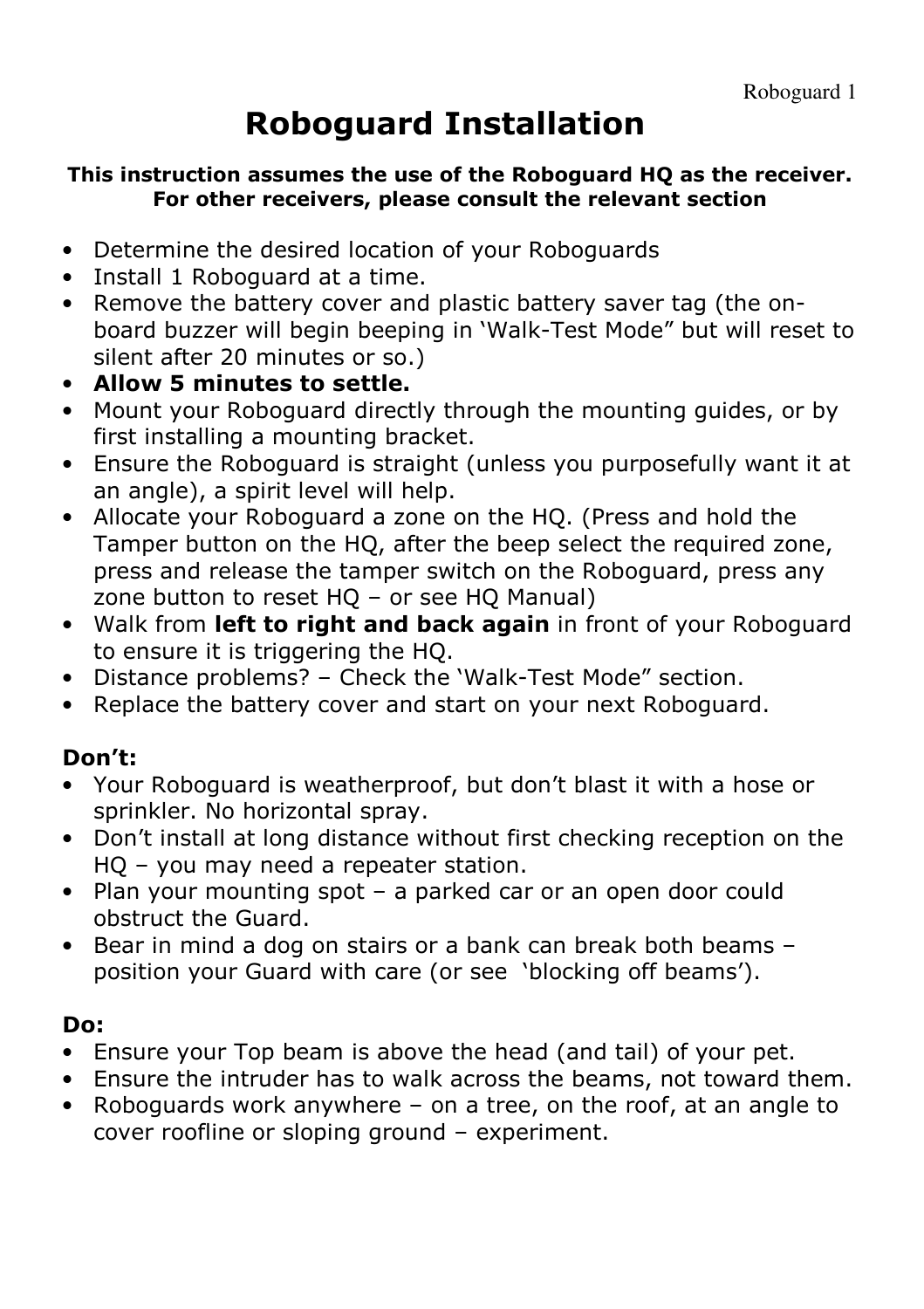# Roboguard Installation

**This instruction assumes the use of the Roboguard HQ as the receiver. For other receivers, please consult the relevant section**

- Determine the desired location of your Roboguards
- Install 1 Roboguard at a time.
- Remove the battery cover and plastic battery saver tag (the on-board buzzer will begin beeping in 'Walk-Test Mode" but will reset to silent after 20 minutes or so.)
- **Allow 5 minutes to settle.**
- Mount your Roboguard directly through the mounting guides, or by first installing a mounting bracket.
- Ensure the Roboguard is straight (unless you purposefully want it at an angle), a spirit level will help.
- Allocate your Roboguard a zone on the HQ. (Press and hold the Tamper button on the HQ, after the beep select the required zone, press and release the tamper switch on the Roboguard, press any zone button to reset HQ – or see HQ Manual)
- Walk from **left to right and back again** in front of your Roboguard to ensure it is triggering the HQ.
- Distance problems? – Check the 'Walk-Test Mode" section.
- Replace the battery cover and start on your next Roboguard.

**Don't:**

- Your Roboguard is weatherproof, but don't blast it with a hose or sprinkler. No horizontal spray.
- Don't install at long distance without first checking reception on the HQ – you may need a repeater station.
- Plan your mounting spot – a parked car or an open door could obstruct the Guard.
- Bear in mind a dog on stairs or a bank can break both beams – position your Guard with care (or see 'blocking off beams').

**Do:**

- Ensure your Top beam is above the head (and tail) of your pet.
- Ensure the intruder has to walk across the beams, not toward them.
- Roboguards work anywhere – on a tree, on the roof, at an angle to cover roofline or sloping ground – experiment.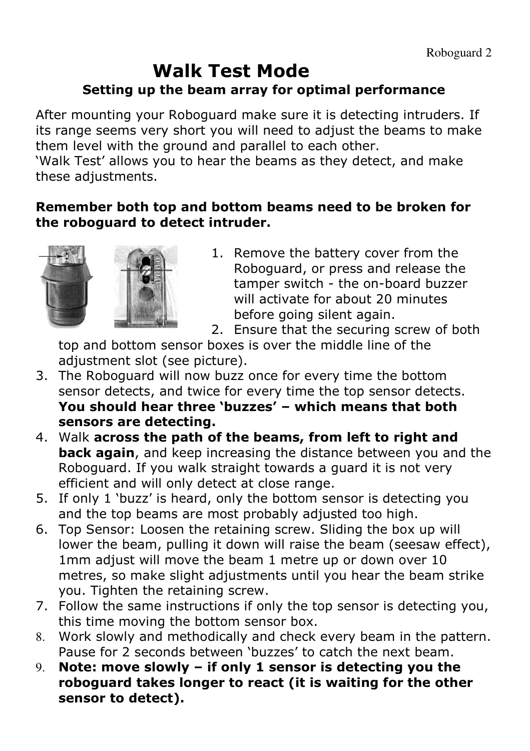# Walk Test Mode

### Setting up the beam array for optimal performance

After mounting your Roboguard make sure it is detecting intruders. If its range seems very short you will need to adjust the beams to make them level with the ground and parallel to each other.
'Walk Test' allows you to hear the beams as they detect, and make these adjustments.

**Remember both top and bottom beams need to be broken for the roboguard to detect intruder.**

1. Remove the battery cover from the Roboguard, or press and release the tamper switch - the on-board buzzer will activate for about 20 minutes before going silent again.
2. Ensure that the securing screw of both top and bottom sensor boxes is over the middle line of the adjustment slot (see picture).
3. The Roboguard will now buzz once for every time the bottom sensor detects, and twice for every time the top sensor detects. **You should hear three 'buzzes' – which means that both sensors are detecting.**
4. Walk **across the path of the beams, from left to right and back again**, and keep increasing the distance between you and the Roboguard. If you walk straight towards a guard it is not very efficient and will only detect at close range.
5. If only 1 'buzz' is heard, only the bottom sensor is detecting you and the top beams are most probably adjusted too high.
6. Top Sensor: Loosen the retaining screw. Sliding the box up will lower the beam, pulling it down will raise the beam (seesaw effect), 1mm adjust will move the beam 1 metre up or down over 10 metres, so make slight adjustments until you hear the beam strike you. Tighten the retaining screw.
7. Follow the same instructions if only the top sensor is detecting you, this time moving the bottom sensor box.
8. Work slowly and methodically and check every beam in the pattern. Pause for 2 seconds between 'buzzes' to catch the next beam.
9. **Note: move slowly – if only 1 sensor is detecting you the roboguard takes longer to react (it is waiting for the other sensor to detect).**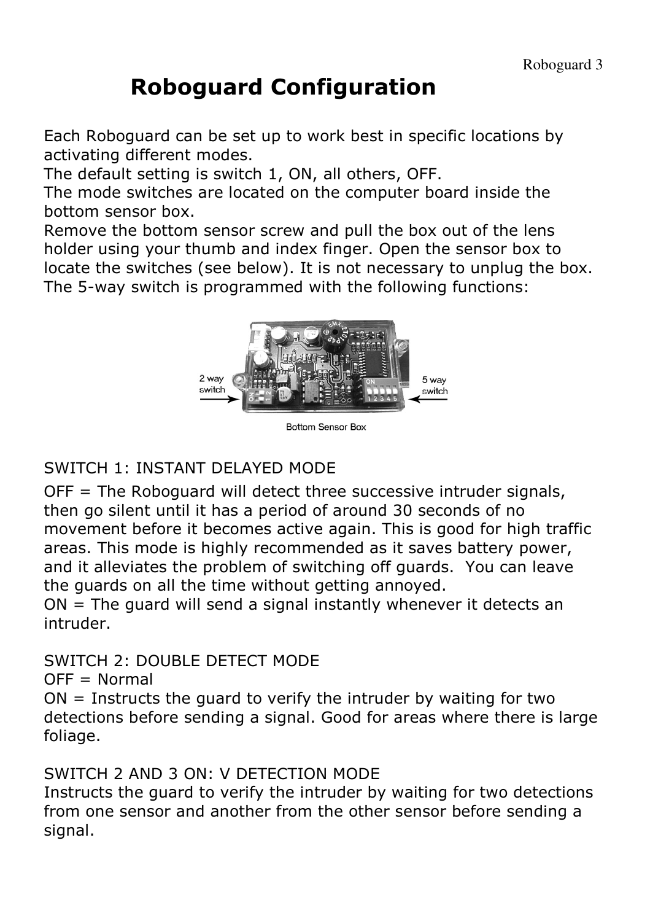# Roboguard Configuration

Each Roboguard can be set up to work best in specific locations by activating different modes.
The default setting is switch 1, ON, all others, OFF.
The mode switches are located on the computer board inside the bottom sensor box.
Remove the bottom sensor screw and pull the box out of the lens holder using your thumb and index finger. Open the sensor box to locate the switches (see below). It is not necessary to unplug the box.
The 5-way switch is programmed with the following functions:

2 way switch

5 way switch

Bottom Sensor Box

SWITCH 1: INSTANT DELAYED MODE

OFF = The Roboguard will detect three successive intruder signals, then go silent until it has a period of around 30 seconds of no movement before it becomes active again. This is good for high traffic areas. This mode is highly recommended as it saves battery power, and it alleviates the problem of switching off guards. You can leave the guards on all the time without getting annoyed.
ON = The guard will send a signal instantly whenever it detects an intruder.

SWITCH 2: DOUBLE DETECT MODE

OFF = Normal
ON = Instructs the guard to verify the intruder by waiting for two detections before sending a signal. Good for areas where there is large foliage.

SWITCH 2 AND 3 ON: V DETECTION MODE

Instructs the guard to verify the intruder by waiting for two detections from one sensor and another from the other sensor before sending a signal.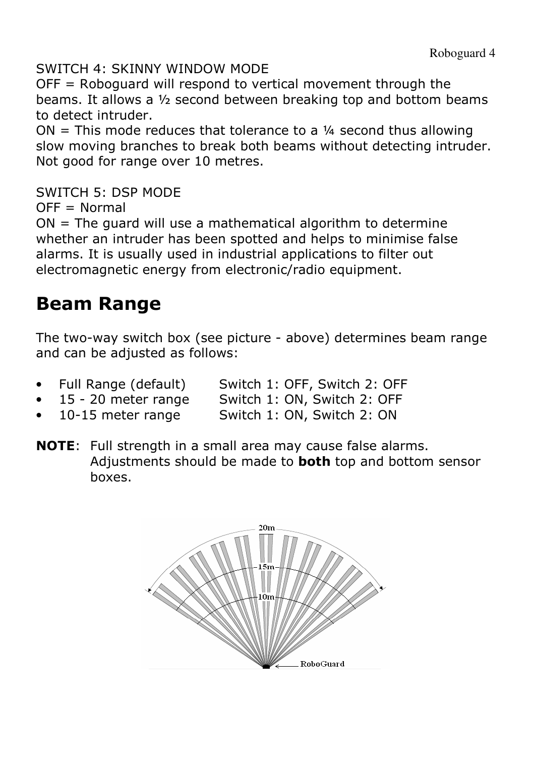SWITCH 4: SKINNY WINDOW MODE

OFF = Roboguard will respond to vertical movement through the beams. It allows a ½ second between breaking top and bottom beams to detect intruder.

ON = This mode reduces that tolerance to a ¼ second thus allowing slow moving branches to break both beams without detecting intruder. Not good for range over 10 metres.

SWITCH 5: DSP MODE

OFF = Normal

ON = The guard will use a mathematical algorithm to determine whether an intruder has been spotted and helps to minimise false alarms. It is usually used in industrial applications to filter out electromagnetic energy from electronic/radio equipment.

# Beam Range

The two-way switch box (see picture - above) determines beam range and can be adjusted as follows:

- Full Range (default) Switch 1: OFF, Switch 2: OFF
- 15 - 20 meter range Switch 1: ON, Switch 2: OFF
- 10-15 meter range Switch 1: ON, Switch 2: ON

**NOTE**: Full strength in a small area may cause false alarms. Adjustments should be made to **both** top and bottom sensor boxes.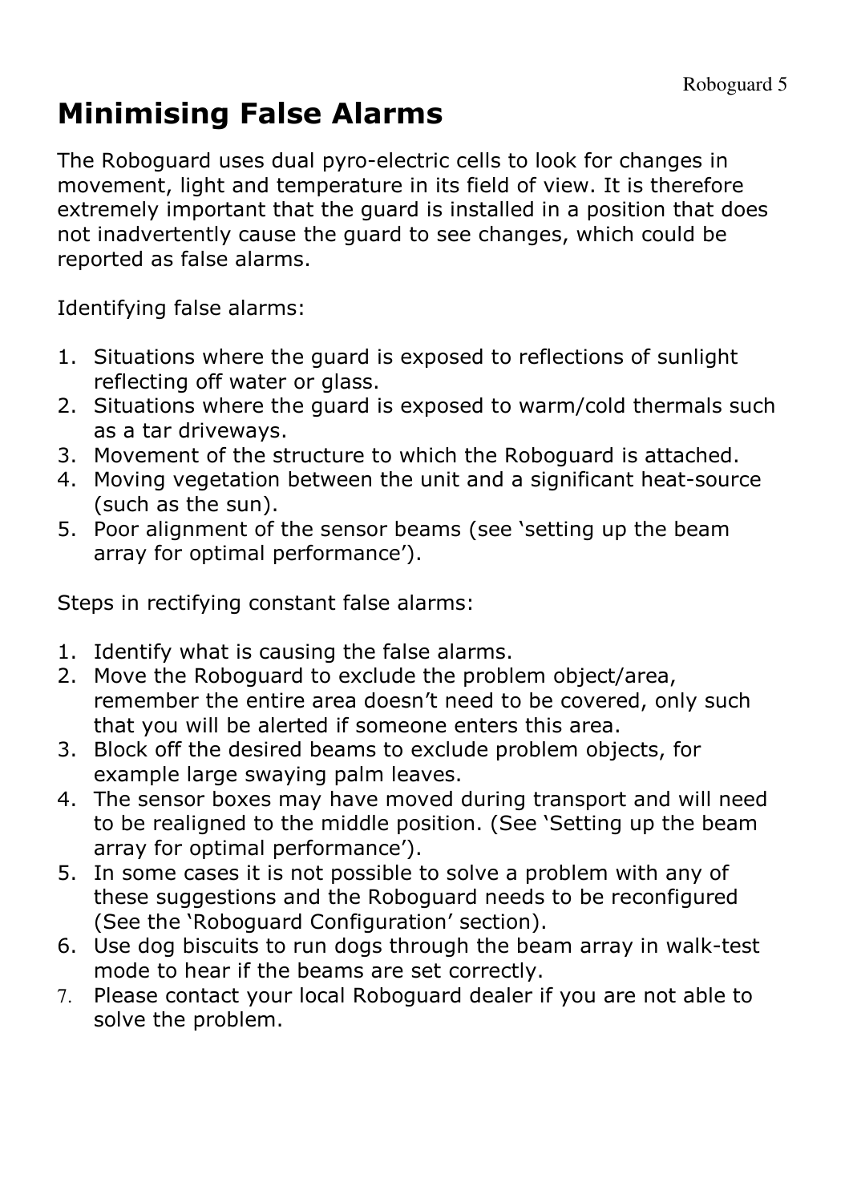# Minimising False Alarms

The Roboguard uses dual pyro-electric cells to look for changes in movement, light and temperature in its field of view. It is therefore extremely important that the guard is installed in a position that does not inadvertently cause the guard to see changes, which could be reported as false alarms.

Identifying false alarms:

1. Situations where the guard is exposed to reflections of sunlight reflecting off water or glass.
2. Situations where the guard is exposed to warm/cold thermals such as a tar driveways.
3. Movement of the structure to which the Roboguard is attached.
4. Moving vegetation between the unit and a significant heat-source (such as the sun).
5. Poor alignment of the sensor beams (see 'setting up the beam array for optimal performance').

Steps in rectifying constant false alarms:

1. Identify what is causing the false alarms.
2. Move the Roboguard to exclude the problem object/area, remember the entire area doesn't need to be covered, only such that you will be alerted if someone enters this area.
3. Block off the desired beams to exclude problem objects, for example large swaying palm leaves.
4. The sensor boxes may have moved during transport and will need to be realigned to the middle position. (See 'Setting up the beam array for optimal performance').
5. In some cases it is not possible to solve a problem with any of these suggestions and the Roboguard needs to be reconfigured (See the 'Roboguard Configuration' section).
6. Use dog biscuits to run dogs through the beam array in walk-test mode to hear if the beams are set correctly.
7. Please contact your local Roboguard dealer if you are not able to solve the problem.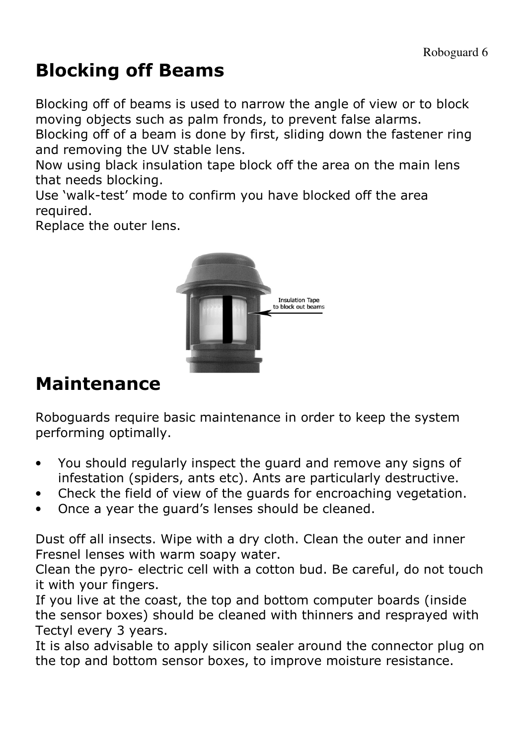# Blocking off Beams

Blocking off of beams is used to narrow the angle of view or to block moving objects such as palm fronds, to prevent false alarms.
Blocking off of a beam is done by first, sliding down the fastener ring and removing the UV stable lens.
Now using black insulation tape block off the area on the main lens that needs blocking.
Use 'walk-test' mode to confirm you have blocked off the area required.
Replace the outer lens.

# Maintenance

Roboguards require basic maintenance in order to keep the system performing optimally.

- You should regularly inspect the guard and remove any signs of infestation (spiders, ants etc). Ants are particularly destructive.
- Check the field of view of the guards for encroaching vegetation.
- Once a year the guard's lenses should be cleaned.

Dust off all insects. Wipe with a dry cloth. Clean the outer and inner Fresnel lenses with warm soapy water.
Clean the pyro- electric cell with a cotton bud. Be careful, do not touch it with your fingers.
If you live at the coast, the top and bottom computer boards (inside the sensor boxes) should be cleaned with thinners and resprayed with Tectyl every 3 years.
It is also advisable to apply silicon sealer around the connector plug on the top and bottom sensor boxes, to improve moisture resistance.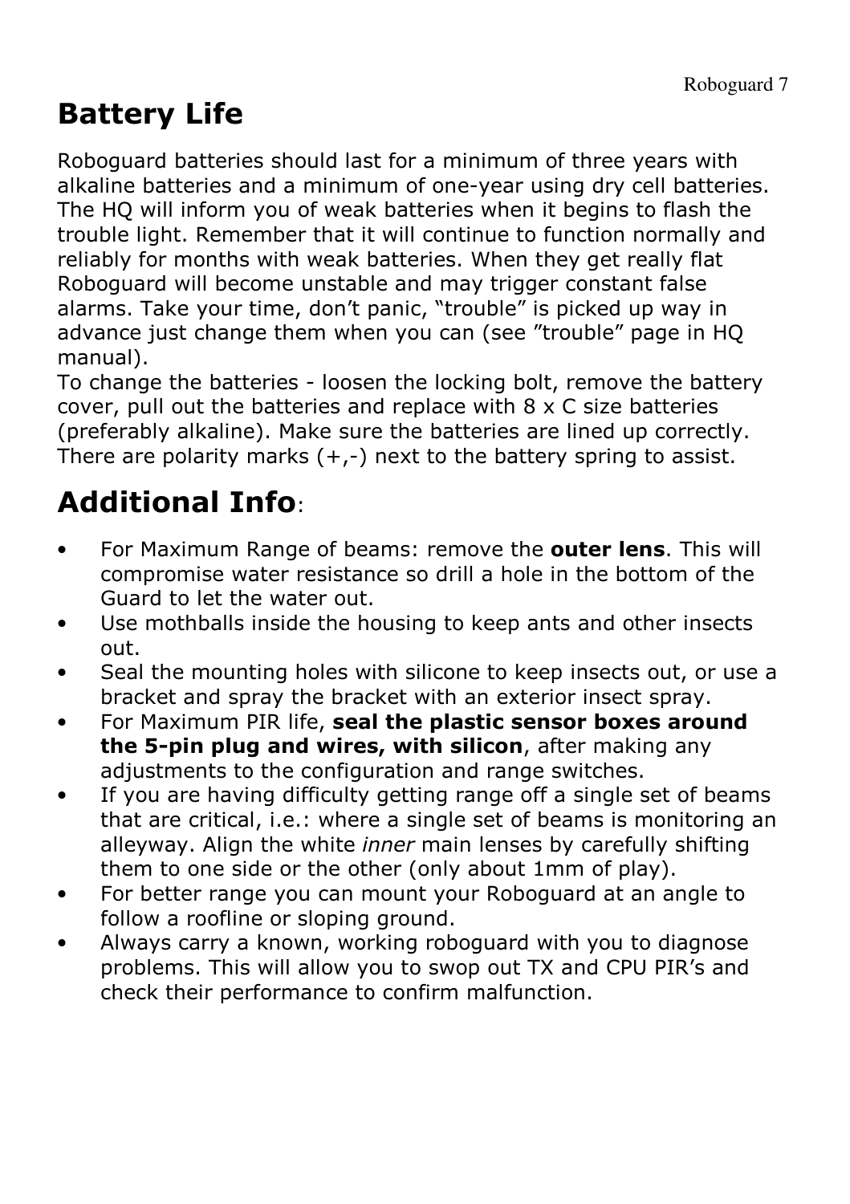# Battery Life

Roboguard batteries should last for a minimum of three years with alkaline batteries and a minimum of one-year using dry cell batteries. The HQ will inform you of weak batteries when it begins to flash the trouble light. Remember that it will continue to function normally and reliably for months with weak batteries. When they get really flat Roboguard will become unstable and may trigger constant false alarms. Take your time, don't panic, "trouble" is picked up way in advance just change them when you can (see "trouble" page in HQ manual).
To change the batteries - loosen the locking bolt, remove the battery cover, pull out the batteries and replace with 8 x C size batteries (preferably alkaline). Make sure the batteries are lined up correctly. There are polarity marks (+,-) next to the battery spring to assist.

# Additional Info:

- For Maximum Range of beams: remove the **outer lens**. This will compromise water resistance so drill a hole in the bottom of the Guard to let the water out.
- Use mothballs inside the housing to keep ants and other insects out.
- Seal the mounting holes with silicone to keep insects out, or use a bracket and spray the bracket with an exterior insect spray.
- For Maximum PIR life, **seal the plastic sensor boxes around the 5-pin plug and wires, with silicon**, after making any adjustments to the configuration and range switches.
- If you are having difficulty getting range off a single set of beams that are critical, i.e.: where a single set of beams is monitoring an alleyway. Align the white *inner* main lenses by carefully shifting them to one side or the other (only about 1mm of play).
- For better range you can mount your Roboguard at an angle to follow a roofline or sloping ground.
- Always carry a known, working roboguard with you to diagnose problems. This will allow you to swop out TX and CPU PIR's and check their performance to confirm malfunction.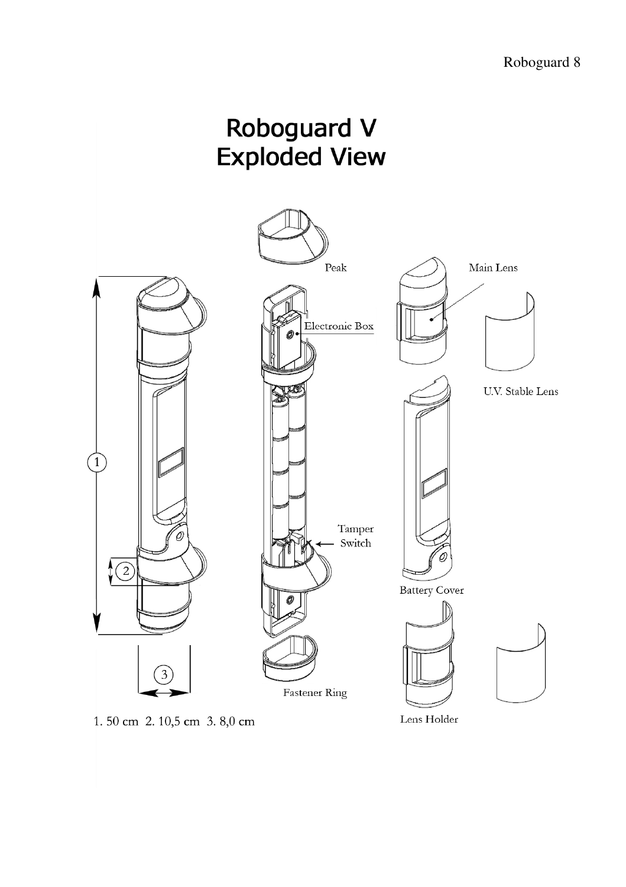# Roboguard V Exploded View

Peak

Main Lens

Electronic Box

U.V. Stable Lens

Tamper Switch

Battery Cover

Fastener Ring

Lens Holder

1. 50 cm 2. 10,5 cm 3. 8,0 cm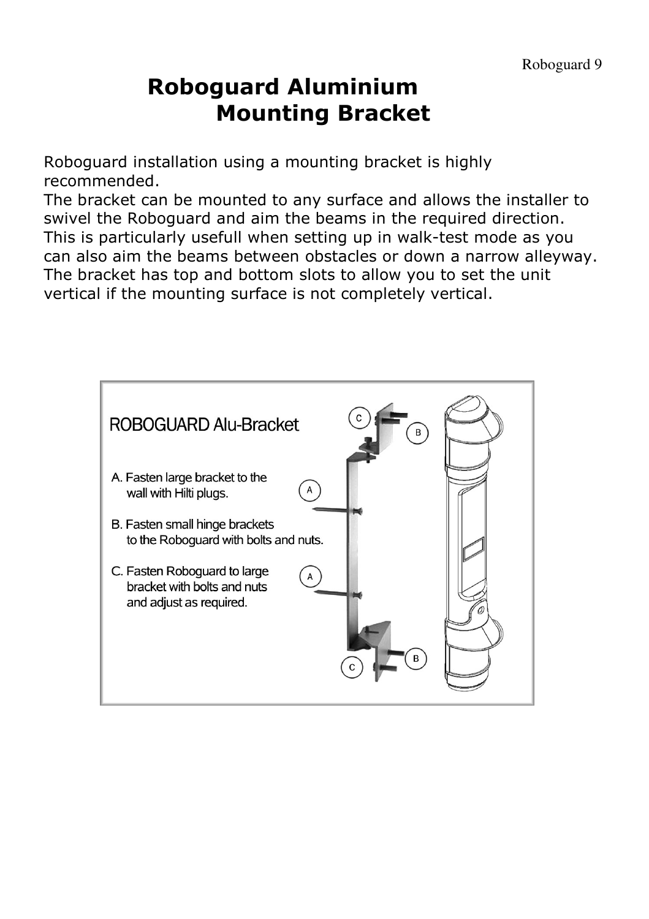# Roboguard Aluminium Mounting Bracket

Roboguard installation using a mounting bracket is highly recommended.
The bracket can be mounted to any surface and allows the installer to swivel the Roboguard and aim the beams in the required direction. This is particularly usefull when setting up in walk-test mode as you can also aim the beams between obstacles or down a narrow alleyway. The bracket has top and bottom slots to allow you to set the unit vertical if the mounting surface is not completely vertical.

ROBOGUARD Alu-Bracket

A. Fasten large bracket to the wall with Hilti plugs.

B. Fasten small hinge brackets to the Roboguard with bolts and nuts.

C. Fasten Roboguard to large bracket with bolts and nuts and adjust as required.